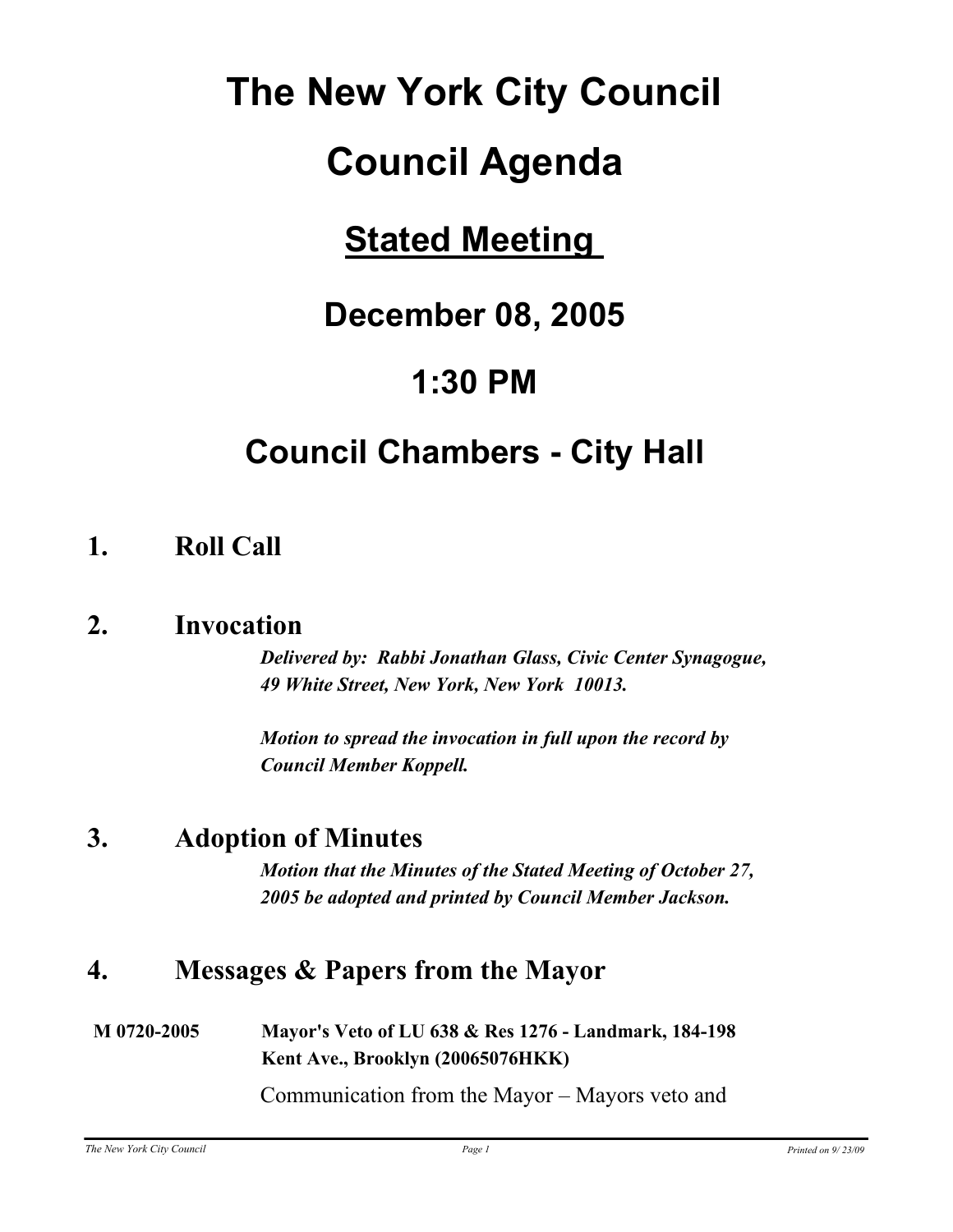# The New York City Council

# Council Agenda

## Stated Meeting

## December 08, 2005

## 1:30 PM

## Council Chambers - City Hall

### 1. Roll Call

### 2. Invocation

***Delivered by: Rabbi Jonathan Glass, Civic Center Synagogue, 49 White Street, New York, New York 10013.***

***Motion to spread the invocation in full upon the record by Council Member Koppell.***

### 3. Adoption of Minutes

***Motion that the Minutes of the Stated Meeting of October 27, 2005 be adopted and printed by Council Member Jackson.***

### 4. Messages & Papers from the Mayor

**M 0720-2005** **Mayor's Veto of LU 638 & Res 1276 - Landmark, 184-198 Kent Ave., Brooklyn (20065076HKK)**

Communication from the Mayor – Mayors veto and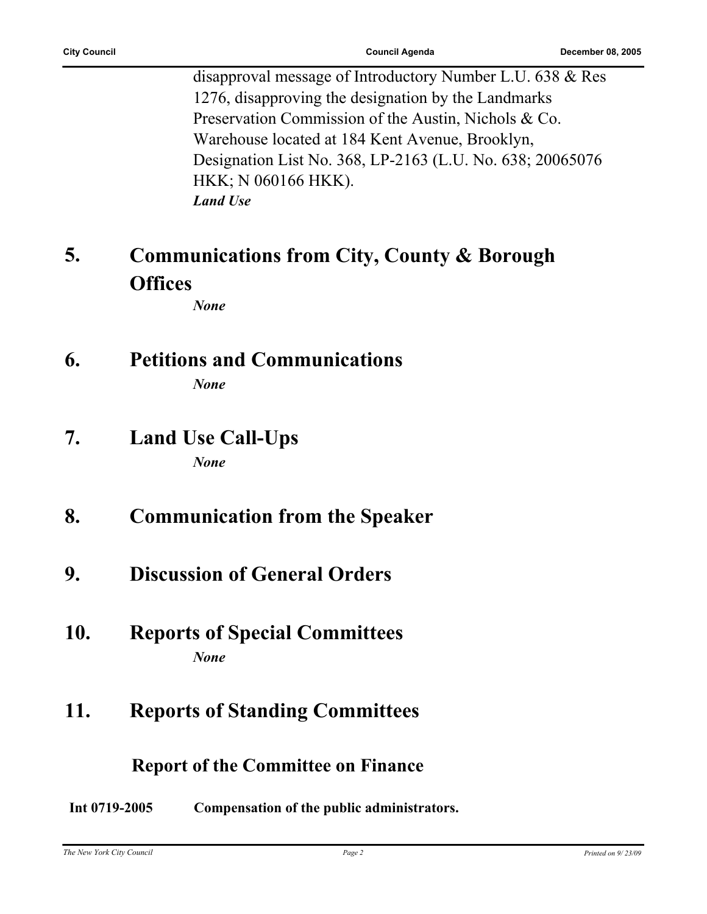disapproval message of Introductory Number L.U. 638 & Res 1276, disapproving the designation by the Landmarks Preservation Commission of the Austin, Nichols & Co. Warehouse located at 184 Kent Avenue, Brooklyn, Designation List No. 368, LP-2163 (L.U. No. 638; 20065076 HKK; N 060166 HKK).

***Land Use***

## 5. Communications from City, County & Borough Offices

***None***

## 6. Petitions and Communications

***None***

## 7. Land Use Call-Ups

***None***

## 8. Communication from the Speaker

## 9. Discussion of General Orders

## 10. Reports of Special Committees

***None***

## 11. Reports of Standing Committees

### Report of the Committee on Finance

**Int 0719-2005** **Compensation of the public administrators.**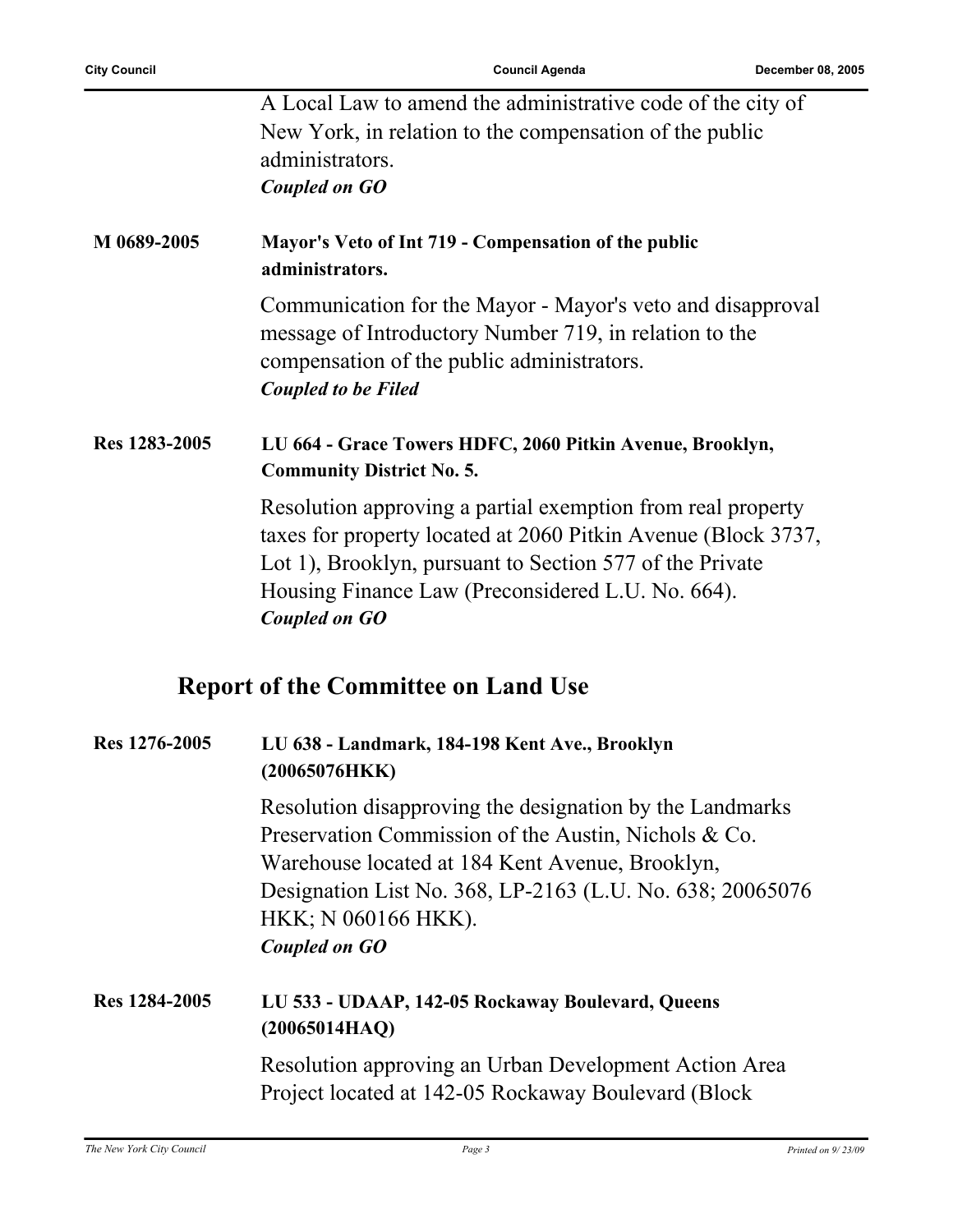A Local Law to amend the administrative code of the city of New York, in relation to the compensation of the public administrators.
***Coupled on GO***

**M 0689-2005** **Mayor's Veto of Int 719 - Compensation of the public administrators.**

Communication for the Mayor - Mayor's veto and disapproval message of Introductory Number 719, in relation to the compensation of the public administrators.
***Coupled to be Filed***

**Res 1283-2005** **LU 664 - Grace Towers HDFC, 2060 Pitkin Avenue, Brooklyn, Community District No. 5.**

Resolution approving a partial exemption from real property taxes for property located at 2060 Pitkin Avenue (Block 3737, Lot 1), Brooklyn, pursuant to Section 577 of the Private Housing Finance Law (Preconsidered L.U. No. 664).
***Coupled on GO***

## Report of the Committee on Land Use

**Res 1276-2005** **LU 638 - Landmark, 184-198 Kent Ave., Brooklyn (20065076HKK)**

Resolution disapproving the designation by the Landmarks Preservation Commission of the Austin, Nichols & Co. Warehouse located at 184 Kent Avenue, Brooklyn, Designation List No. 368, LP-2163 (L.U. No. 638; 20065076 HKK; N 060166 HKK).
***Coupled on GO***

**Res 1284-2005** **LU 533 - UDAAP, 142-05 Rockaway Boulevard, Queens (20065014HAQ)**

Resolution approving an Urban Development Action Area Project located at 142-05 Rockaway Boulevard (Block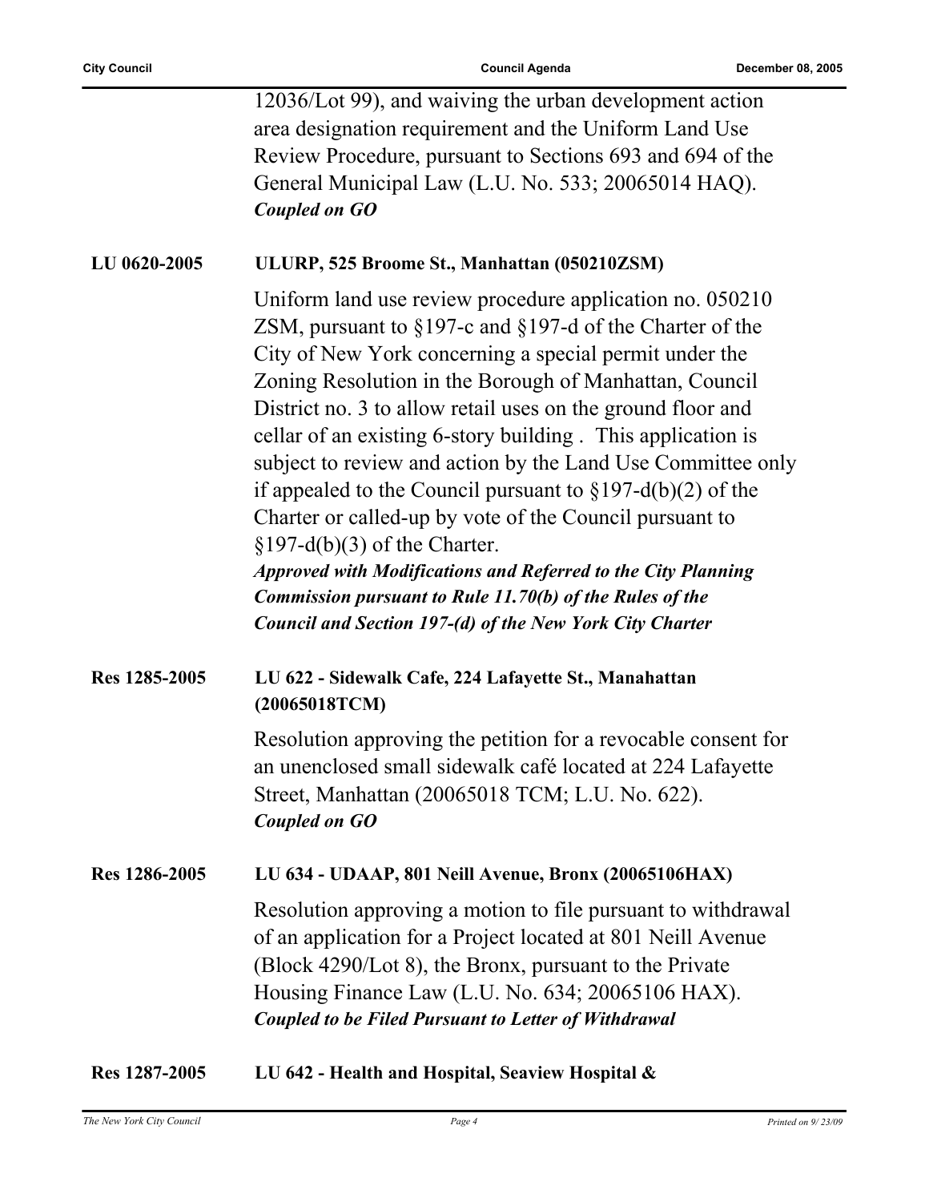12036/Lot 99), and waiving the urban development action area designation requirement and the Uniform Land Use Review Procedure, pursuant to Sections 693 and 694 of the General Municipal Law (L.U. No. 533; 20065014 HAQ).
***Coupled on GO***

**LU 0620-2005** **ULURP, 525 Broome St., Manhattan (050210ZSM)**

Uniform land use review procedure application no. 050210 ZSM, pursuant to §197-c and §197-d of the Charter of the City of New York concerning a special permit under the Zoning Resolution in the Borough of Manhattan, Council District no. 3 to allow retail uses on the ground floor and cellar of an existing 6-story building . This application is subject to review and action by the Land Use Committee only if appealed to the Council pursuant to §197-d(b)(2) of the Charter or called-up by vote of the Council pursuant to §197-d(b)(3) of the Charter.
***Approved with Modifications and Referred to the City Planning Commission pursuant to Rule 11.70(b) of the Rules of the Council and Section 197-(d) of the New York City Charter***

**Res 1285-2005** **LU 622 - Sidewalk Cafe, 224 Lafayette St., Manahattan (20065018TCM)**

Resolution approving the petition for a revocable consent for an unenclosed small sidewalk café located at 224 Lafayette Street, Manhattan (20065018 TCM; L.U. No. 622).
***Coupled on GO***

**Res 1286-2005** **LU 634 - UDAAP, 801 Neill Avenue, Bronx (20065106HAX)**

Resolution approving a motion to file pursuant to withdrawal of an application for a Project located at 801 Neill Avenue (Block 4290/Lot 8), the Bronx, pursuant to the Private Housing Finance Law (L.U. No. 634; 20065106 HAX).
***Coupled to be Filed Pursuant to Letter of Withdrawal***

**Res 1287-2005** **LU 642 - Health and Hospital, Seaview Hospital &**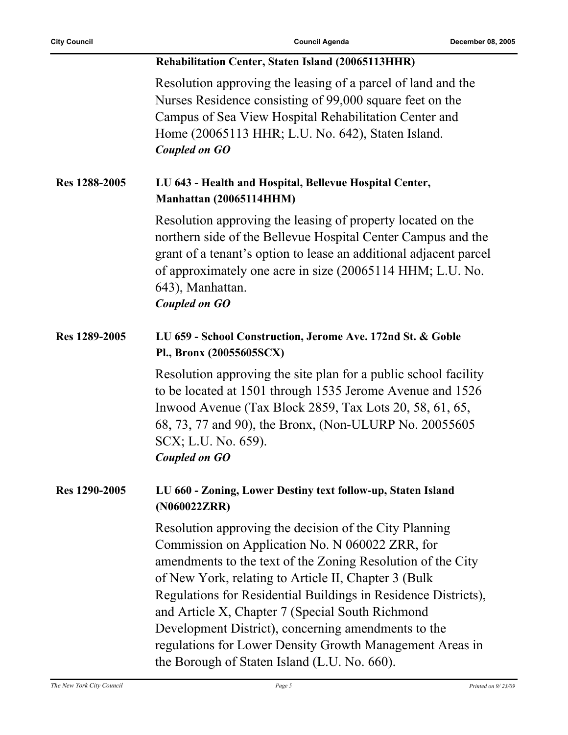**Rehabilitation Center, Staten Island (20065113HHR)**

Resolution approving the leasing of a parcel of land and the Nurses Residence consisting of 99,000 square feet on the Campus of Sea View Hospital Rehabilitation Center and Home (20065113 HHR; L.U. No. 642), Staten Island.
***Coupled on GO***

**Res 1288-2005** **LU 643 - Health and Hospital, Bellevue Hospital Center, Manhattan (20065114HHM)**

Resolution approving the leasing of property located on the northern side of the Bellevue Hospital Center Campus and the grant of a tenant's option to lease an additional adjacent parcel of approximately one acre in size (20065114 HHM; L.U. No. 643), Manhattan.
***Coupled on GO***

**Res 1289-2005** **LU 659 - School Construction, Jerome Ave. 172nd St. & Goble Pl., Bronx (20055605SCX)**

Resolution approving the site plan for a public school facility to be located at 1501 through 1535 Jerome Avenue and 1526 Inwood Avenue (Tax Block 2859, Tax Lots 20, 58, 61, 65, 68, 73, 77 and 90), the Bronx, (Non-ULURP No. 20055605 SCX; L.U. No. 659).
***Coupled on GO***

**Res 1290-2005** **LU 660 - Zoning, Lower Destiny text follow-up, Staten Island (N060022ZRR)**

Resolution approving the decision of the City Planning Commission on Application No. N 060022 ZRR, for amendments to the text of the Zoning Resolution of the City of New York, relating to Article II, Chapter 3 (Bulk Regulations for Residential Buildings in Residence Districts), and Article X, Chapter 7 (Special South Richmond Development District), concerning amendments to the regulations for Lower Density Growth Management Areas in the Borough of Staten Island (L.U. No. 660).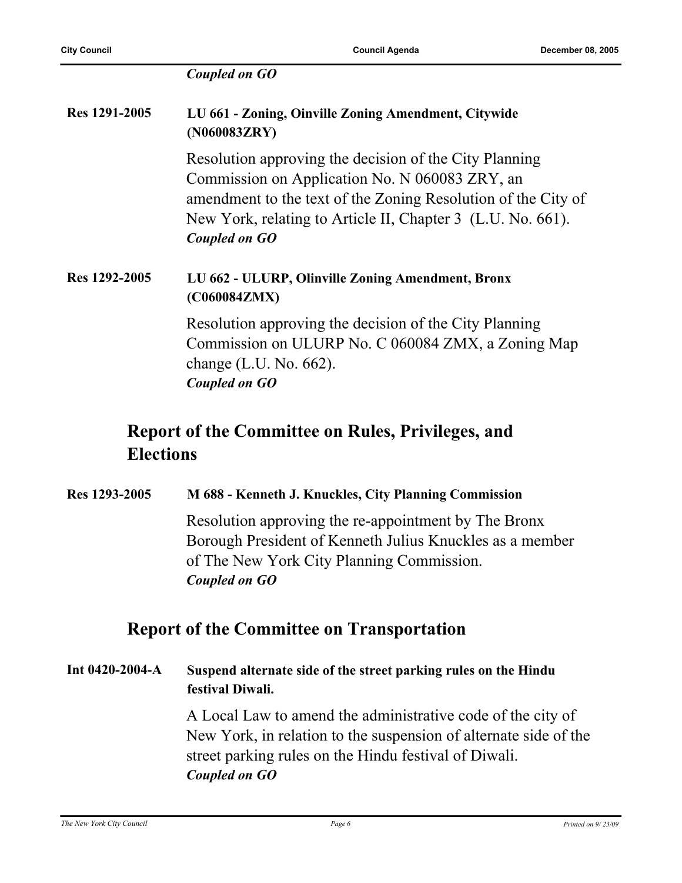***Coupled on GO***

**Res 1291-2005** **LU 661 - Zoning, Oinville Zoning Amendment, Citywide (N060083ZRY)**

Resolution approving the decision of the City Planning Commission on Application No. N 060083 ZRY, an amendment to the text of the Zoning Resolution of the City of New York, relating to Article II, Chapter 3 (L.U. No. 661).
***Coupled on GO***

**Res 1292-2005** **LU 662 - ULURP, Olinville Zoning Amendment, Bronx (C060084ZMX)**

Resolution approving the decision of the City Planning Commission on ULURP No. C 060084 ZMX, a Zoning Map change (L.U. No. 662).
***Coupled on GO***

## Report of the Committee on Rules, Privileges, and Elections

**Res 1293-2005** **M 688 - Kenneth J. Knuckles, City Planning Commission**

Resolution approving the re-appointment by The Bronx Borough President of Kenneth Julius Knuckles as a member of The New York City Planning Commission.
***Coupled on GO***

## Report of the Committee on Transportation

**Int 0420-2004-A** **Suspend alternate side of the street parking rules on the Hindu festival Diwali.**

A Local Law to amend the administrative code of the city of New York, in relation to the suspension of alternate side of the street parking rules on the Hindu festival of Diwali.
***Coupled on GO***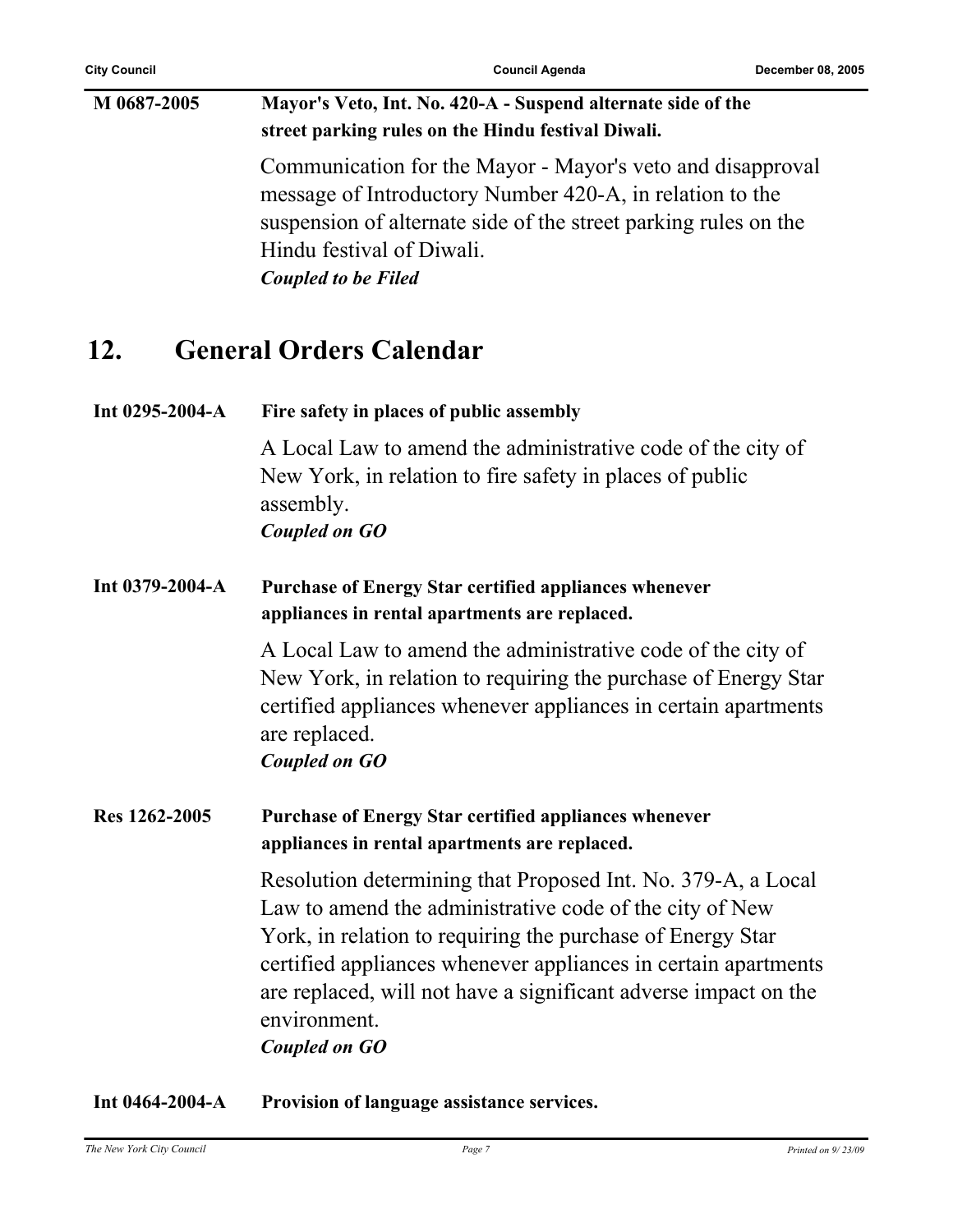**M 0687-2005** **Mayor's Veto, Int. No. 420-A - Suspend alternate side of the street parking rules on the Hindu festival Diwali.**

Communication for the Mayor - Mayor's veto and disapproval message of Introductory Number 420-A, in relation to the suspension of alternate side of the street parking rules on the Hindu festival of Diwali.

***Coupled to be Filed***

## 12. General Orders Calendar

**Int 0295-2004-A** **Fire safety in places of public assembly**

A Local Law to amend the administrative code of the city of New York, in relation to fire safety in places of public assembly.

***Coupled on GO***

**Int 0379-2004-A** **Purchase of Energy Star certified appliances whenever appliances in rental apartments are replaced.**

A Local Law to amend the administrative code of the city of New York, in relation to requiring the purchase of Energy Star certified appliances whenever appliances in certain apartments are replaced.

***Coupled on GO***

**Res 1262-2005** **Purchase of Energy Star certified appliances whenever appliances in rental apartments are replaced.**

Resolution determining that Proposed Int. No. 379-A, a Local Law to amend the administrative code of the city of New York, in relation to requiring the purchase of Energy Star certified appliances whenever appliances in certain apartments are replaced, will not have a significant adverse impact on the environment.

***Coupled on GO***

**Int 0464-2004-A** **Provision of language assistance services.**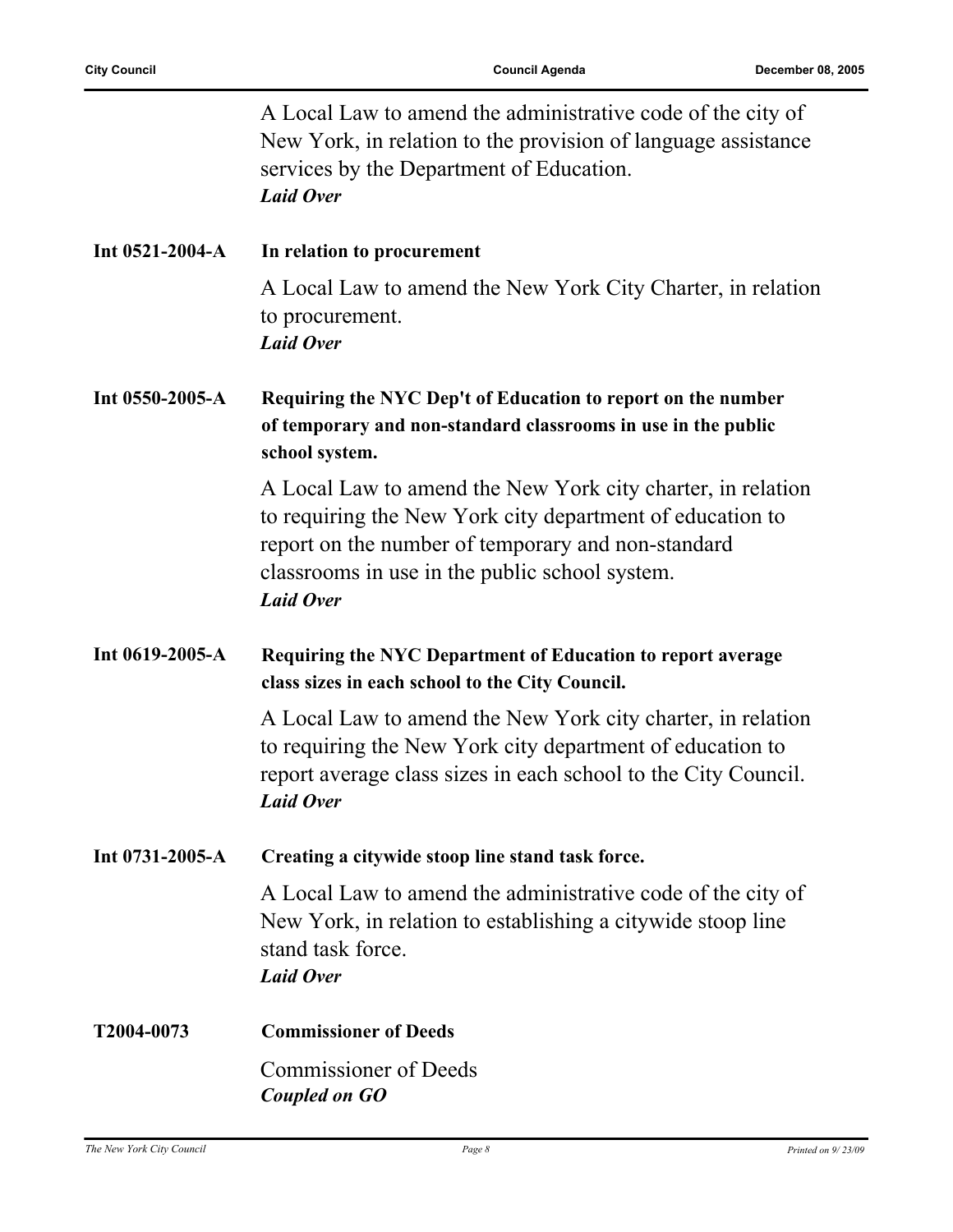A Local Law to amend the administrative code of the city of New York, in relation to the provision of language assistance services by the Department of Education.
***Laid Over***

**Int 0521-2004-A** **In relation to procurement**

A Local Law to amend the New York City Charter, in relation to procurement.
***Laid Over***

**Int 0550-2005-A** **Requiring the NYC Dep't of Education to report on the number of temporary and non-standard classrooms in use in the public school system.**

A Local Law to amend the New York city charter, in relation to requiring the New York city department of education to report on the number of temporary and non-standard classrooms in use in the public school system.
***Laid Over***

**Int 0619-2005-A** **Requiring the NYC Department of Education to report average class sizes in each school to the City Council.**

A Local Law to amend the New York city charter, in relation to requiring the New York city department of education to report average class sizes in each school to the City Council.
***Laid Over***

**Int 0731-2005-A** **Creating a citywide stoop line stand task force.**

A Local Law to amend the administrative code of the city of New York, in relation to establishing a citywide stoop line stand task force.
***Laid Over***

**T2004-0073** **Commissioner of Deeds**

Commissioner of Deeds
***Coupled on GO***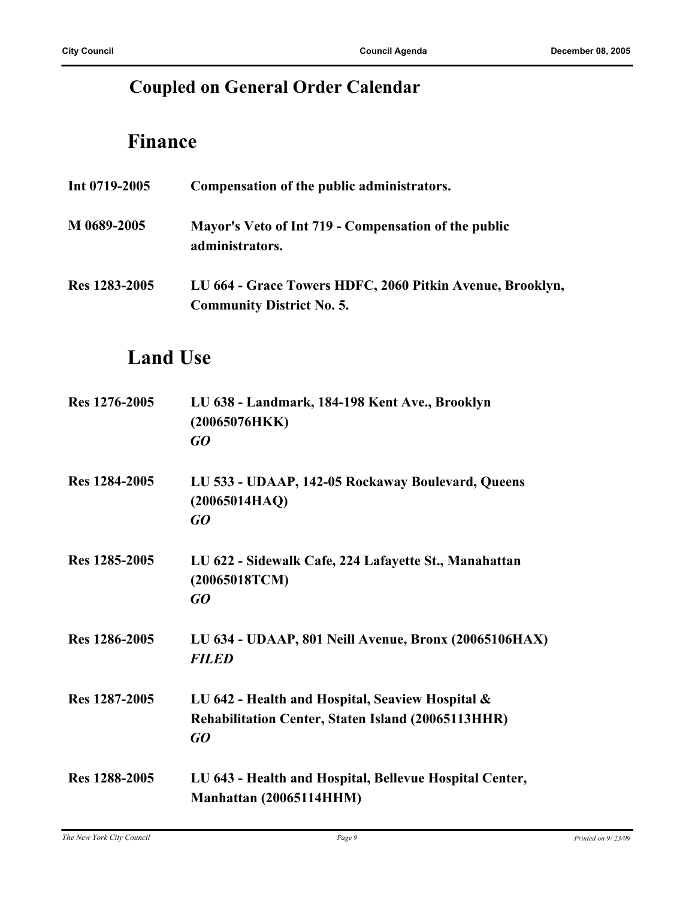## Coupled on General Order Calendar

## Finance

**Int 0719-2005** **Compensation of the public administrators.**

**M 0689-2005** **Mayor's Veto of Int 719 - Compensation of the public administrators.**

**Res 1283-2005** **LU 664 - Grace Towers HDFC, 2060 Pitkin Avenue, Brooklyn, Community District No. 5.**

## Land Use

**Res 1276-2005** **LU 638 - Landmark, 184-198 Kent Ave., Brooklyn (20065076HKK)**
***GO***

**Res 1284-2005** **LU 533 - UDAAP, 142-05 Rockaway Boulevard, Queens (20065014HAQ)**
***GO***

**Res 1285-2005** **LU 622 - Sidewalk Cafe, 224 Lafayette St., Manahattan (20065018TCM)**
***GO***

**Res 1286-2005** **LU 634 - UDAAP, 801 Neill Avenue, Bronx (20065106HAX)**
***FILED***

**Res 1287-2005** **LU 642 - Health and Hospital, Seaview Hospital & Rehabilitation Center, Staten Island (20065113HHR)**
***GO***

**Res 1288-2005** **LU 643 - Health and Hospital, Bellevue Hospital Center, Manhattan (20065114HHM)**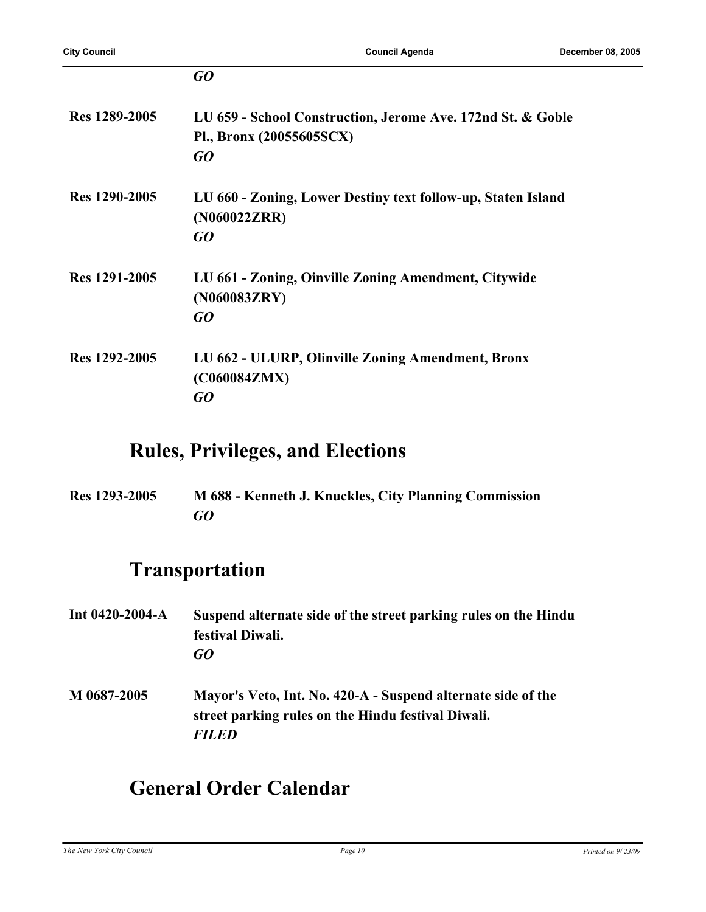*GO*

**Res 1289-2005** **LU 659 - School Construction, Jerome Ave. 172nd St. & Goble Pl., Bronx (20055605SCX)**
*GO*

**Res 1290-2005** **LU 660 - Zoning, Lower Destiny text follow-up, Staten Island (N060022ZRR)**
*GO*

**Res 1291-2005** **LU 661 - Zoning, Oinville Zoning Amendment, Citywide (N060083ZRY)**
*GO*

**Res 1292-2005** **LU 662 - ULURP, Olinville Zoning Amendment, Bronx (C060084ZMX)**
*GO*

## Rules, Privileges, and Elections

**Res 1293-2005** **M 688 - Kenneth J. Knuckles, City Planning Commission**
*GO*

## Transportation

**Int 0420-2004-A** **Suspend alternate side of the street parking rules on the Hindu festival Diwali.**
*GO*

**M 0687-2005** **Mayor's Veto, Int. No. 420-A - Suspend alternate side of the street parking rules on the Hindu festival Diwali.**
*FILED*

## General Order Calendar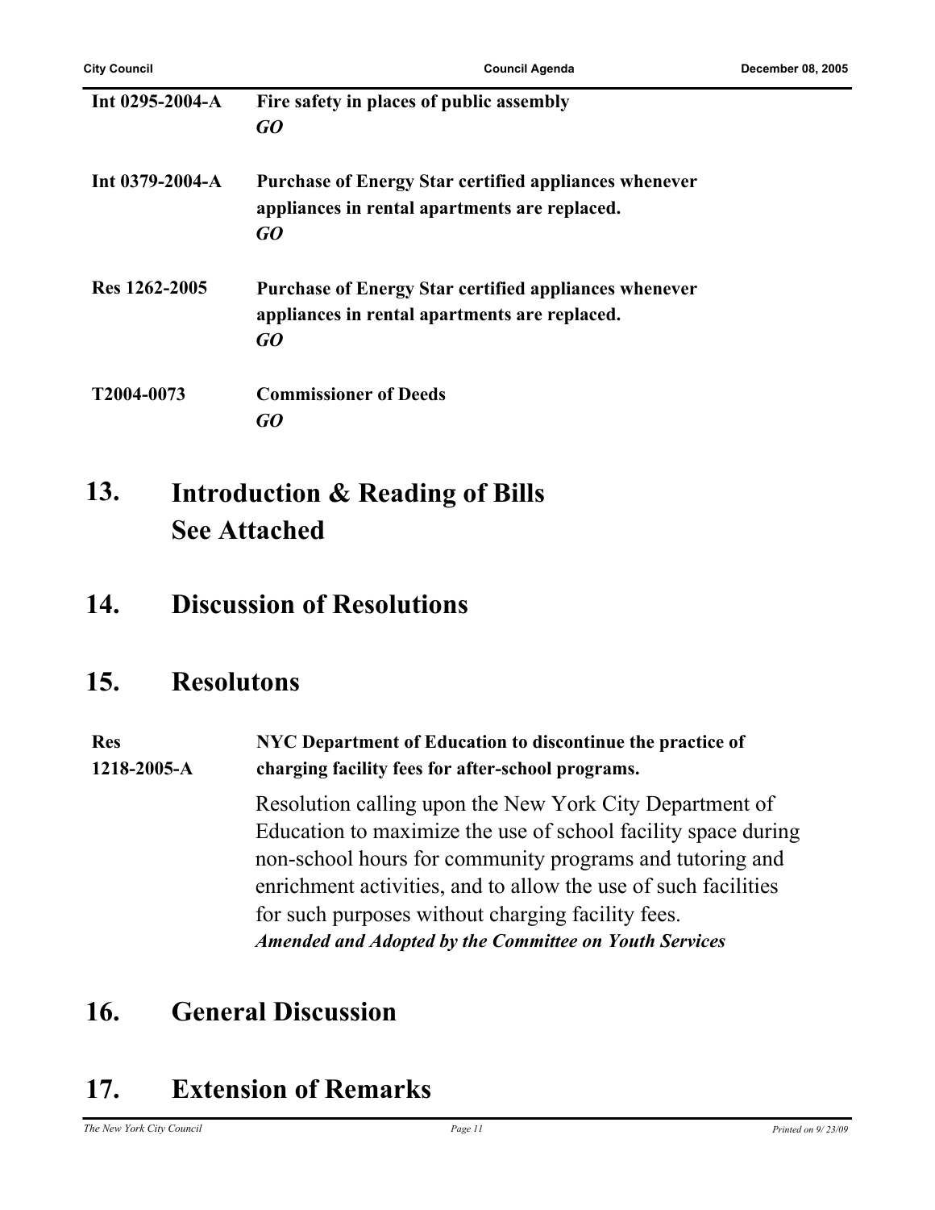**Int 0295-2004-A** **Fire safety in places of public assembly**
***GO***

**Int 0379-2004-A** **Purchase of Energy Star certified appliances whenever appliances in rental apartments are replaced.**
***GO***

**Res 1262-2005** **Purchase of Energy Star certified appliances whenever appliances in rental apartments are replaced.**
***GO***

**T2004-0073** **Commissioner of Deeds**
***GO***

## 13. Introduction & Reading of Bills
## See Attached

## 14. Discussion of Resolutions

## 15. Resolutons

**Res 1218-2005-A** **NYC Department of Education to discontinue the practice of charging facility fees for after-school programs.**

Resolution calling upon the New York City Department of Education to maximize the use of school facility space during non-school hours for community programs and tutoring and enrichment activities, and to allow the use of such facilities for such purposes without charging facility fees.
***Amended and Adopted by the Committee on Youth Services***

## 16. General Discussion

## 17. Extension of Remarks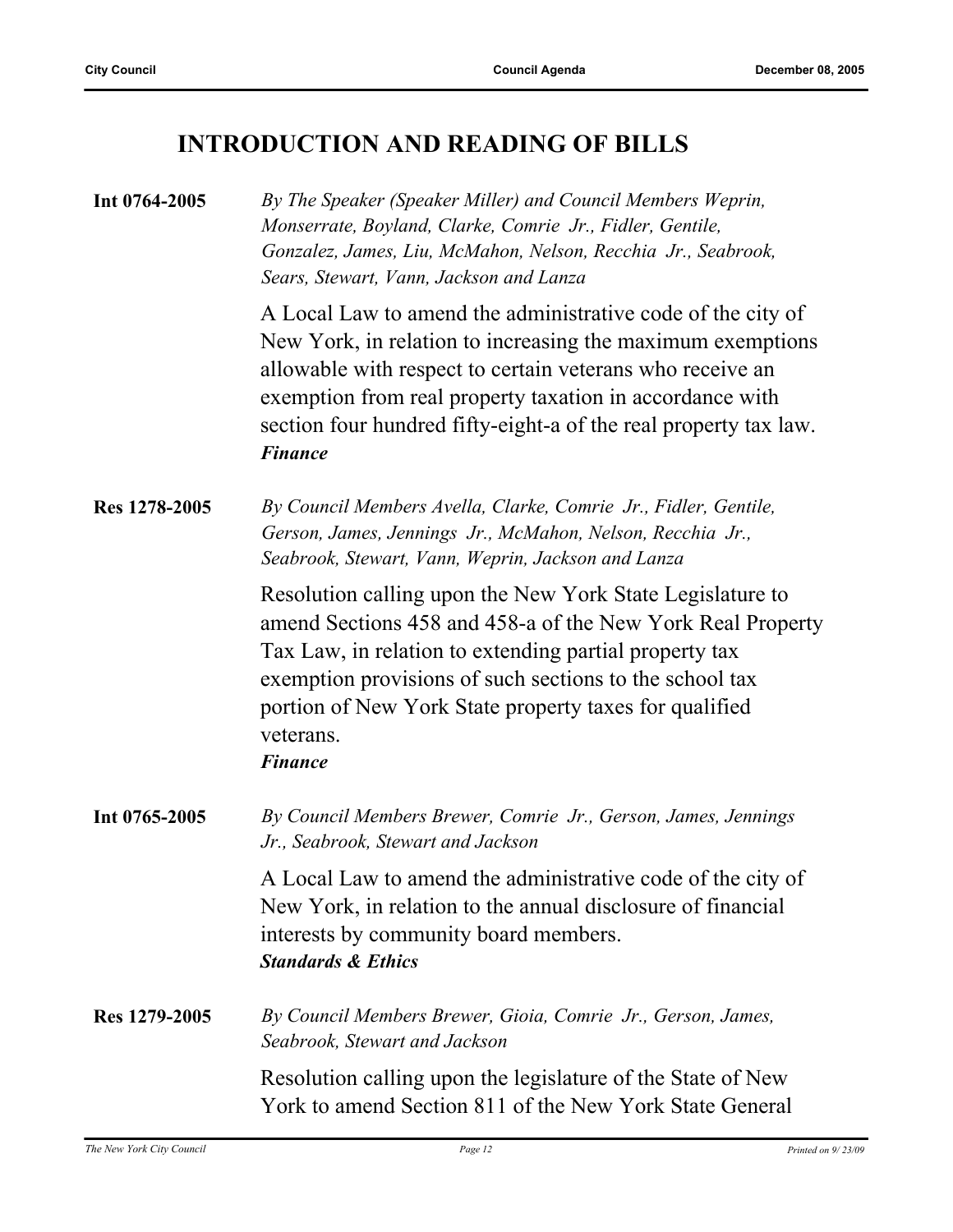## INTRODUCTION AND READING OF BILLS

**Int 0764-2005** *By The Speaker (Speaker Miller) and Council Members Weprin, Monserrate, Boyland, Clarke, Comrie Jr., Fidler, Gentile, Gonzalez, James, Liu, McMahon, Nelson, Recchia Jr., Seabrook, Sears, Stewart, Vann, Jackson and Lanza*

A Local Law to amend the administrative code of the city of New York, in relation to increasing the maximum exemptions allowable with respect to certain veterans who receive an exemption from real property taxation in accordance with section four hundred fifty-eight-a of the real property tax law.
***Finance***

**Res 1278-2005** *By Council Members Avella, Clarke, Comrie Jr., Fidler, Gentile, Gerson, James, Jennings Jr., McMahon, Nelson, Recchia Jr., Seabrook, Stewart, Vann, Weprin, Jackson and Lanza*

Resolution calling upon the New York State Legislature to amend Sections 458 and 458-a of the New York Real Property Tax Law, in relation to extending partial property tax exemption provisions of such sections to the school tax portion of New York State property taxes for qualified veterans.
***Finance***

**Int 0765-2005** *By Council Members Brewer, Comrie Jr., Gerson, James, Jennings Jr., Seabrook, Stewart and Jackson*

A Local Law to amend the administrative code of the city of New York, in relation to the annual disclosure of financial interests by community board members.
***Standards & Ethics***

**Res 1279-2005** *By Council Members Brewer, Gioia, Comrie Jr., Gerson, James, Seabrook, Stewart and Jackson*

Resolution calling upon the legislature of the State of New York to amend Section 811 of the New York State General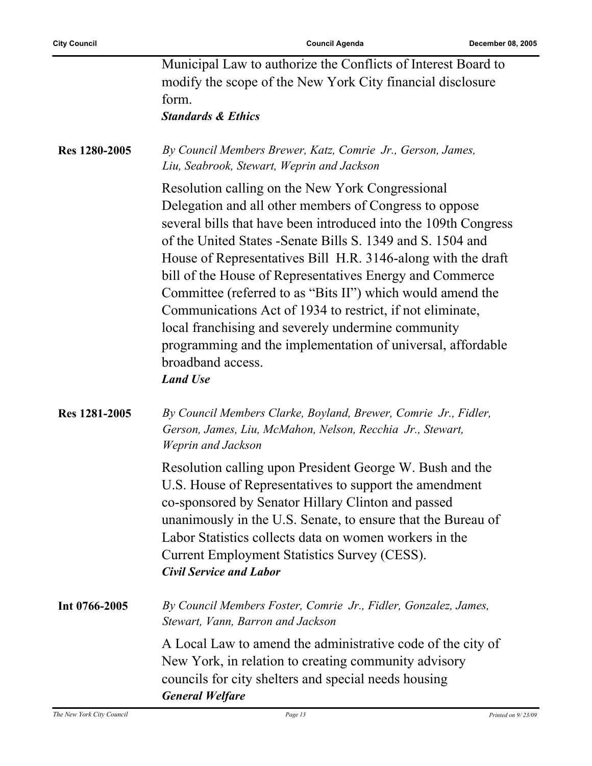Municipal Law to authorize the Conflicts of Interest Board to modify the scope of the New York City financial disclosure form.
***Standards & Ethics***

**Res 1280-2005**

*By Council Members Brewer, Katz, Comrie Jr., Gerson, James, Liu, Seabrook, Stewart, Weprin and Jackson*

Resolution calling on the New York Congressional Delegation and all other members of Congress to oppose several bills that have been introduced into the 109th Congress of the United States -Senate Bills S. 1349 and S. 1504 and House of Representatives Bill H.R. 3146-along with the draft bill of the House of Representatives Energy and Commerce Committee (referred to as "Bits II") which would amend the Communications Act of 1934 to restrict, if not eliminate, local franchising and severely undermine community programming and the implementation of universal, affordable broadband access.
***Land Use***

**Res 1281-2005**

*By Council Members Clarke, Boyland, Brewer, Comrie Jr., Fidler, Gerson, James, Liu, McMahon, Nelson, Recchia Jr., Stewart, Weprin and Jackson*

Resolution calling upon President George W. Bush and the U.S. House of Representatives to support the amendment co-sponsored by Senator Hillary Clinton and passed unanimously in the U.S. Senate, to ensure that the Bureau of Labor Statistics collects data on women workers in the Current Employment Statistics Survey (CESS).
***Civil Service and Labor***

**Int 0766-2005**

*By Council Members Foster, Comrie Jr., Fidler, Gonzalez, James, Stewart, Vann, Barron and Jackson*

A Local Law to amend the administrative code of the city of New York, in relation to creating community advisory councils for city shelters and special needs housing
***General Welfare***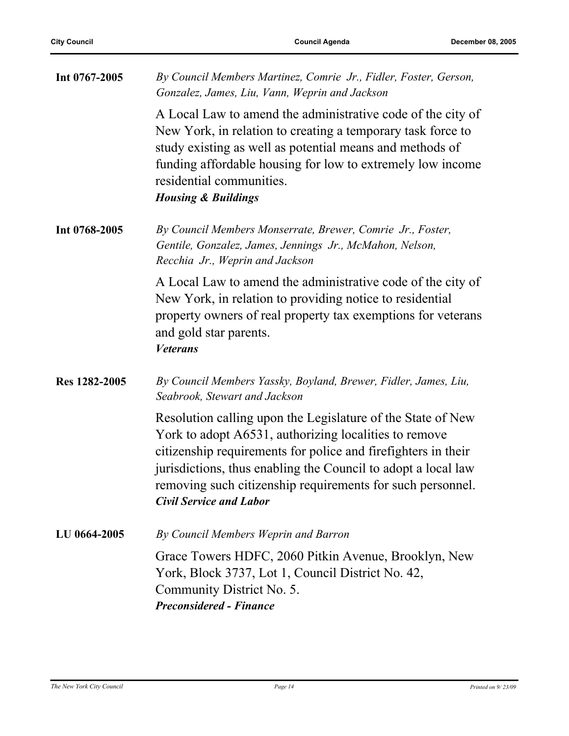**Int 0767-2005** *By Council Members Martinez, Comrie Jr., Fidler, Foster, Gerson, Gonzalez, James, Liu, Vann, Weprin and Jackson*

A Local Law to amend the administrative code of the city of New York, in relation to creating a temporary task force to study existing as well as potential means and methods of funding affordable housing for low to extremely low income residential communities.

***Housing & Buildings***

**Int 0768-2005** *By Council Members Monserrate, Brewer, Comrie Jr., Foster, Gentile, Gonzalez, James, Jennings Jr., McMahon, Nelson, Recchia Jr., Weprin and Jackson*

A Local Law to amend the administrative code of the city of New York, in relation to providing notice to residential property owners of real property tax exemptions for veterans and gold star parents.

***Veterans***

**Res 1282-2005** *By Council Members Yassky, Boyland, Brewer, Fidler, James, Liu, Seabrook, Stewart and Jackson*

Resolution calling upon the Legislature of the State of New York to adopt A6531, authorizing localities to remove citizenship requirements for police and firefighters in their jurisdictions, thus enabling the Council to adopt a local law removing such citizenship requirements for such personnel.

***Civil Service and Labor***

**LU 0664-2005** *By Council Members Weprin and Barron*

Grace Towers HDFC, 2060 Pitkin Avenue, Brooklyn, New York, Block 3737, Lot 1, Council District No. 42, Community District No. 5.

***Preconsidered - Finance***